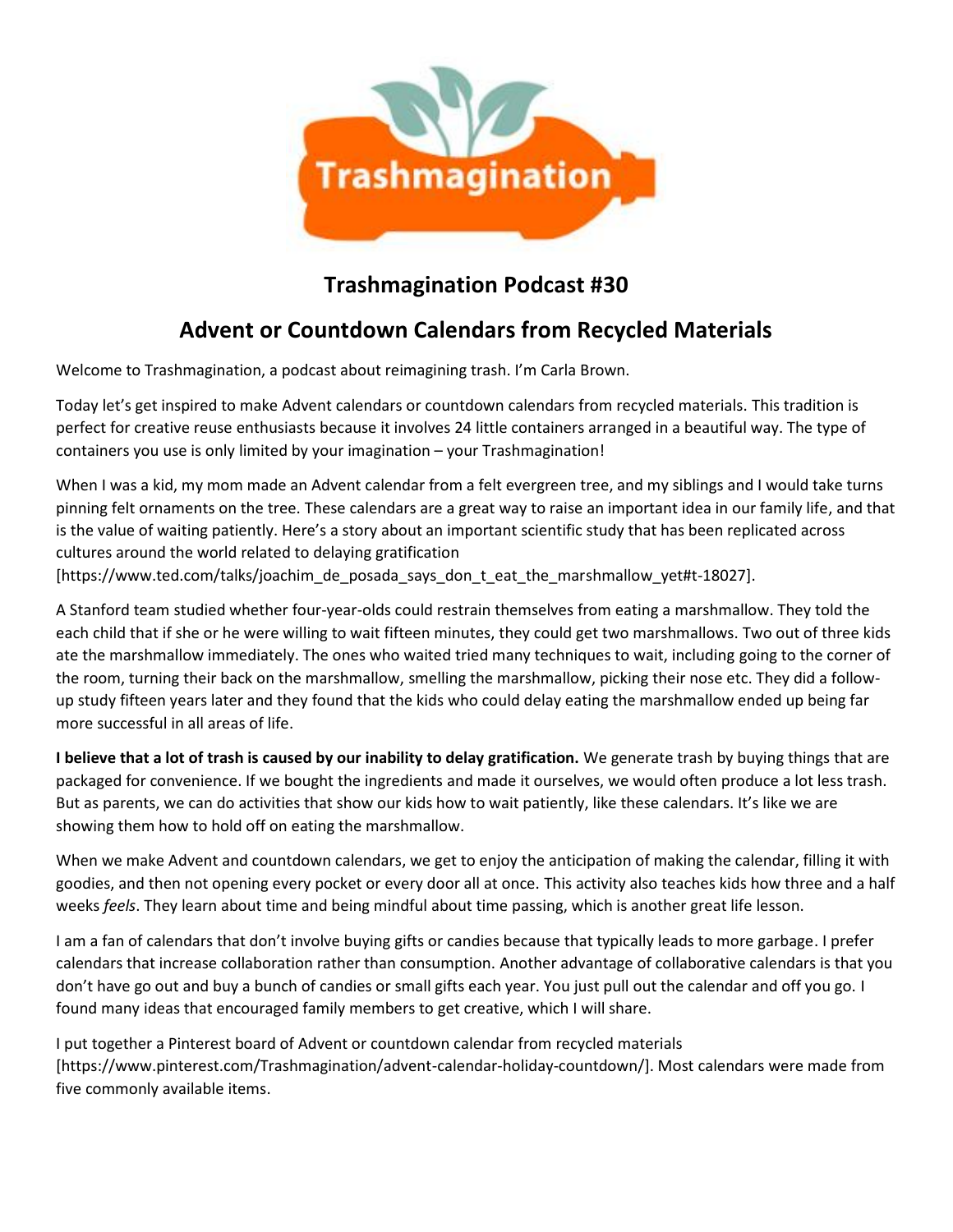# Trashmagination Podcast #30

## Advent or Countdown Calendars from Recycled Materials

Welcome to Trashmagination, a podcast about reimagining trash. I'm Carla Brown.

Today let's get inspired to make Advent calendars or countdown calendars from recycled materials. This tradition is perfect for creative reuse enthusiasts because it involves 24 little containers arranged in a beautiful way. The type of containers you use is only limited by your imagination – your Trashmagination!

When I was a kid, my mom made an Advent calendar from a felt evergreen tree, and my siblings and I would take turns pinning felt ornaments on the tree. These calendars are a great way to raise an important idea in our family life, and that is the value of waiting patiently. Here's a story about an important scientific study that has been replicated across cultures around the world related to delaying gratification [https://www.ted.com/talks/joachim_de_posada_says_don_t_eat_the_marshmallow_yet#t-18027].

A Stanford team studied whether four-year-olds could restrain themselves from eating a marshmallow. They told the each child that if she or he were willing to wait fifteen minutes, they could get two marshmallows. Two out of three kids ate the marshmallow immediately. The ones who waited tried many techniques to wait, including going to the corner of the room, turning their back on the marshmallow, smelling the marshmallow, picking their nose etc. They did a follow-up study fifteen years later and they found that the kids who could delay eating the marshmallow ended up being far more successful in all areas of life.

**I believe that a lot of trash is caused by our inability to delay gratification.** We generate trash by buying things that are packaged for convenience. If we bought the ingredients and made it ourselves, we would often produce a lot less trash. But as parents, we can do activities that show our kids how to wait patiently, like these calendars. It's like we are showing them how to hold off on eating the marshmallow.

When we make Advent and countdown calendars, we get to enjoy the anticipation of making the calendar, filling it with goodies, and then not opening every pocket or every door all at once. This activity also teaches kids how three and a half weeks *feels*. They learn about time and being mindful about time passing, which is another great life lesson.

I am a fan of calendars that don't involve buying gifts or candies because that typically leads to more garbage. I prefer calendars that increase collaboration rather than consumption. Another advantage of collaborative calendars is that you don't have go out and buy a bunch of candies or small gifts each year. You just pull out the calendar and off you go. I found many ideas that encouraged family members to get creative, which I will share.

I put together a Pinterest board of Advent or countdown calendar from recycled materials [https://www.pinterest.com/Trashmagination/advent-calendar-holiday-countdown/]. Most calendars were made from five commonly available items.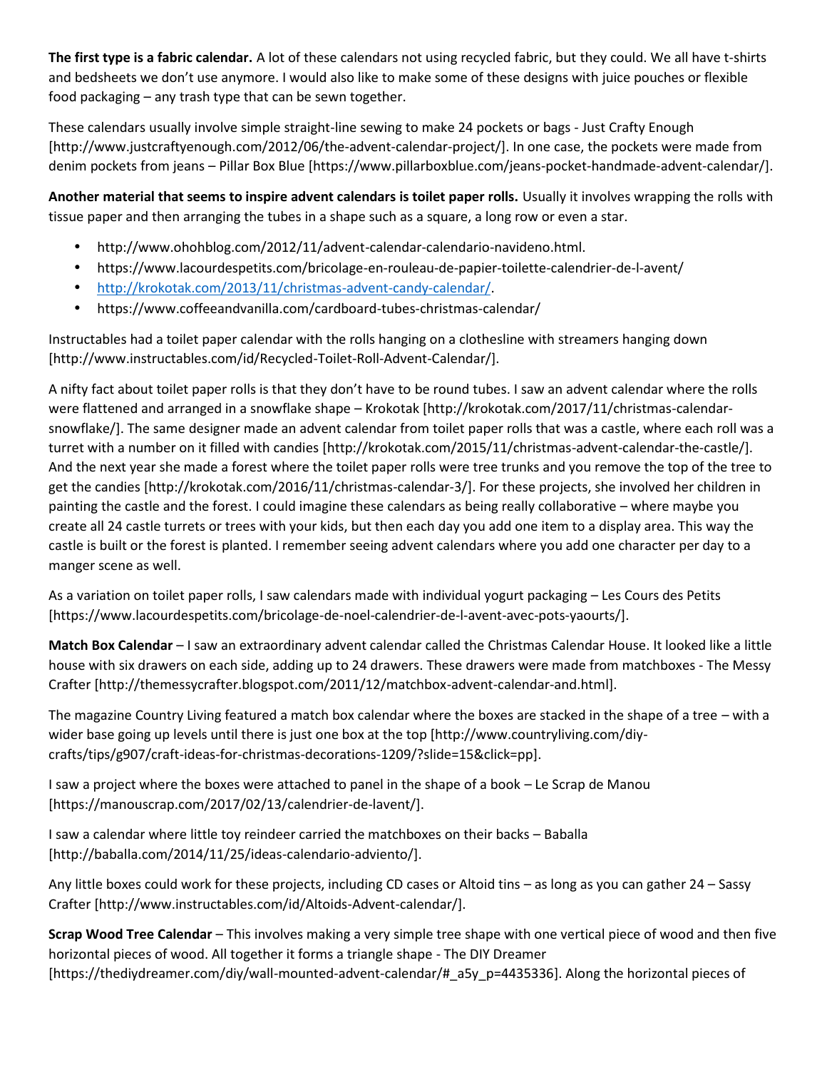**The first type is a fabric calendar.** A lot of these calendars not using recycled fabric, but they could. We all have t-shirts and bedsheets we don't use anymore. I would also like to make some of these designs with juice pouches or flexible food packaging – any trash type that can be sewn together.

These calendars usually involve simple straight-line sewing to make 24 pockets or bags - Just Crafty Enough [http://www.justcraftyenough.com/2012/06/the-advent-calendar-project/]. In one case, the pockets were made from denim pockets from jeans – Pillar Box Blue [https://www.pillarboxblue.com/jeans-pocket-handmade-advent-calendar/].

**Another material that seems to inspire advent calendars is toilet paper rolls.** Usually it involves wrapping the rolls with tissue paper and then arranging the tubes in a shape such as a square, a long row or even a star.

- http://www.ohohblog.com/2012/11/advent-calendar-calendario-navideno.html.
- https://www.lacourdespetits.com/bricolage-en-rouleau-de-papier-toilette-calendrier-de-l-avent/
- http://krokotak.com/2013/11/christmas-advent-candy-calendar/.
- https://www.coffeeandvanilla.com/cardboard-tubes-christmas-calendar/

Instructables had a toilet paper calendar with the rolls hanging on a clothesline with streamers hanging down [http://www.instructables.com/id/Recycled-Toilet-Roll-Advent-Calendar/].

A nifty fact about toilet paper rolls is that they don't have to be round tubes. I saw an advent calendar where the rolls were flattened and arranged in a snowflake shape – Krokotak [http://krokotak.com/2017/11/christmas-calendar-snowflake/]. The same designer made an advent calendar from toilet paper rolls that was a castle, where each roll was a turret with a number on it filled with candies [http://krokotak.com/2015/11/christmas-advent-calendar-the-castle/]. And the next year she made a forest where the toilet paper rolls were tree trunks and you remove the top of the tree to get the candies [http://krokotak.com/2016/11/christmas-calendar-3/]. For these projects, she involved her children in painting the castle and the forest. I could imagine these calendars as being really collaborative – where maybe you create all 24 castle turrets or trees with your kids, but then each day you add one item to a display area. This way the castle is built or the forest is planted. I remember seeing advent calendars where you add one character per day to a manger scene as well.

As a variation on toilet paper rolls, I saw calendars made with individual yogurt packaging – Les Cours des Petits [https://www.lacourdespetits.com/bricolage-de-noel-calendrier-de-l-avent-avec-pots-yaourts/].

**Match Box Calendar** – I saw an extraordinary advent calendar called the Christmas Calendar House. It looked like a little house with six drawers on each side, adding up to 24 drawers. These drawers were made from matchboxes - The Messy Crafter [http://themessycrafter.blogspot.com/2011/12/matchbox-advent-calendar-and.html].

The magazine Country Living featured a match box calendar where the boxes are stacked in the shape of a tree – with a wider base going up levels until there is just one box at the top [http://www.countryliving.com/diy-crafts/tips/g907/craft-ideas-for-christmas-decorations-1209/?slide=15&click=pp].

I saw a project where the boxes were attached to panel in the shape of a book – Le Scrap de Manou [https://manouscrap.com/2017/02/13/calendrier-de-lavent/].

I saw a calendar where little toy reindeer carried the matchboxes on their backs – Baballa [http://baballa.com/2014/11/25/ideas-calendario-adviento/].

Any little boxes could work for these projects, including CD cases or Altoid tins – as long as you can gather 24 – Sassy Crafter [http://www.instructables.com/id/Altoids-Advent-calendar/].

**Scrap Wood Tree Calendar** – This involves making a very simple tree shape with one vertical piece of wood and then five horizontal pieces of wood. All together it forms a triangle shape - The DIY Dreamer [https://thediydreamer.com/diy/wall-mounted-advent-calendar/#_a5y_p=4435336]. Along the horizontal pieces of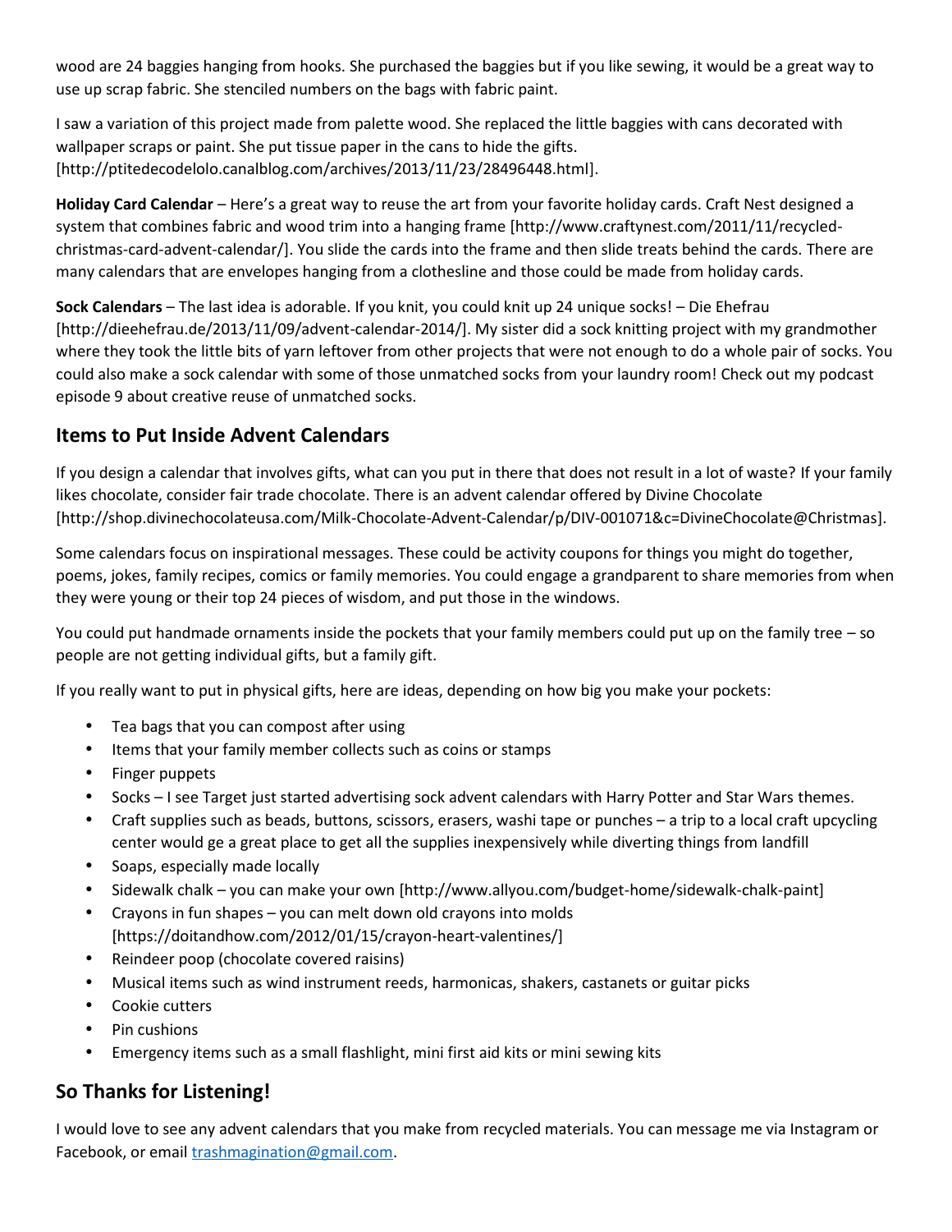wood are 24 baggies hanging from hooks. She purchased the baggies but if you like sewing, it would be a great way to use up scrap fabric. She stenciled numbers on the bags with fabric paint.

I saw a variation of this project made from palette wood. She replaced the little baggies with cans decorated with wallpaper scraps or paint. She put tissue paper in the cans to hide the gifts. [http://ptitedecodelolo.canalblog.com/archives/2013/11/23/28496448.html].

**Holiday Card Calendar** – Here's a great way to reuse the art from your favorite holiday cards. Craft Nest designed a system that combines fabric and wood trim into a hanging frame [http://www.craftynest.com/2011/11/recycled-christmas-card-advent-calendar/]. You slide the cards into the frame and then slide treats behind the cards. There are many calendars that are envelopes hanging from a clothesline and those could be made from holiday cards.

**Sock Calendars** – The last idea is adorable. If you knit, you could knit up 24 unique socks! – Die Ehefrau [http://dieehefrau.de/2013/11/09/advent-calendar-2014/]. My sister did a sock knitting project with my grandmother where they took the little bits of yarn leftover from other projects that were not enough to do a whole pair of socks. You could also make a sock calendar with some of those unmatched socks from your laundry room! Check out my podcast episode 9 about creative reuse of unmatched socks.

## Items to Put Inside Advent Calendars

If you design a calendar that involves gifts, what can you put in there that does not result in a lot of waste? If your family likes chocolate, consider fair trade chocolate. There is an advent calendar offered by Divine Chocolate [http://shop.divinechocolateusa.com/Milk-Chocolate-Advent-Calendar/p/DIV-001071&c=DivineChocolate@Christmas].

Some calendars focus on inspirational messages. These could be activity coupons for things you might do together, poems, jokes, family recipes, comics or family memories. You could engage a grandparent to share memories from when they were young or their top 24 pieces of wisdom, and put those in the windows.

You could put handmade ornaments inside the pockets that your family members could put up on the family tree – so people are not getting individual gifts, but a family gift.

If you really want to put in physical gifts, here are ideas, depending on how big you make your pockets:

- Tea bags that you can compost after using
- Items that your family member collects such as coins or stamps
- Finger puppets
- Socks – I see Target just started advertising sock advent calendars with Harry Potter and Star Wars themes.
- Craft supplies such as beads, buttons, scissors, erasers, washi tape or punches – a trip to a local craft upcycling center would ge a great place to get all the supplies inexpensively while diverting things from landfill
- Soaps, especially made locally
- Sidewalk chalk – you can make your own [http://www.allyou.com/budget-home/sidewalk-chalk-paint]
- Crayons in fun shapes – you can melt down old crayons into molds [https://doitandhow.com/2012/01/15/crayon-heart-valentines/]
- Reindeer poop (chocolate covered raisins)
- Musical items such as wind instrument reeds, harmonicas, shakers, castanets or guitar picks
- Cookie cutters
- Pin cushions
- Emergency items such as a small flashlight, mini first aid kits or mini sewing kits

## So Thanks for Listening!

I would love to see any advent calendars that you make from recycled materials. You can message me via Instagram or Facebook, or email trashmagination@gmail.com.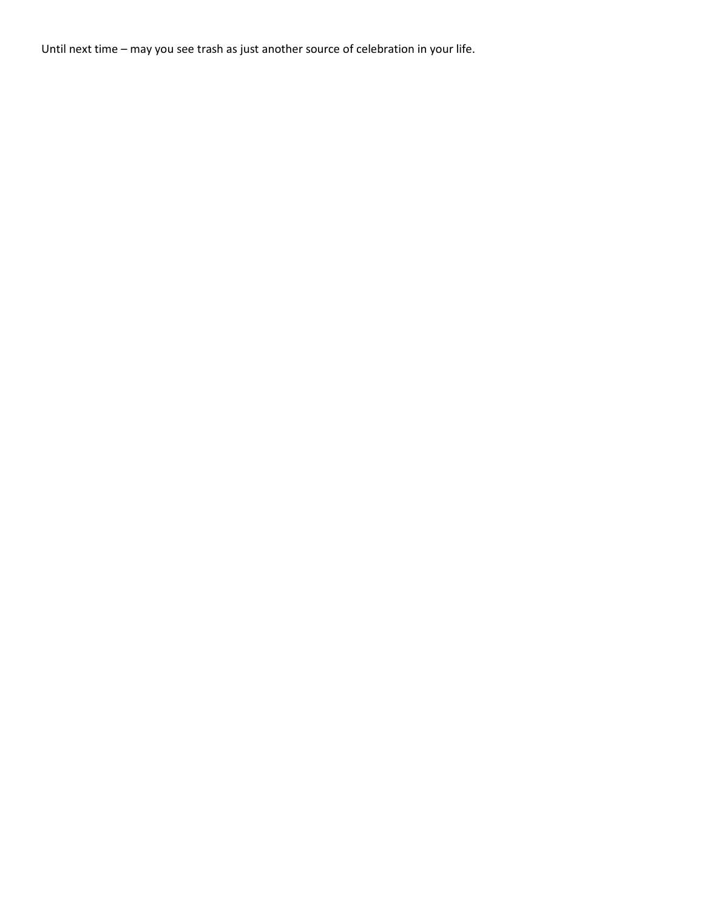Until next time – may you see trash as just another source of celebration in your life.